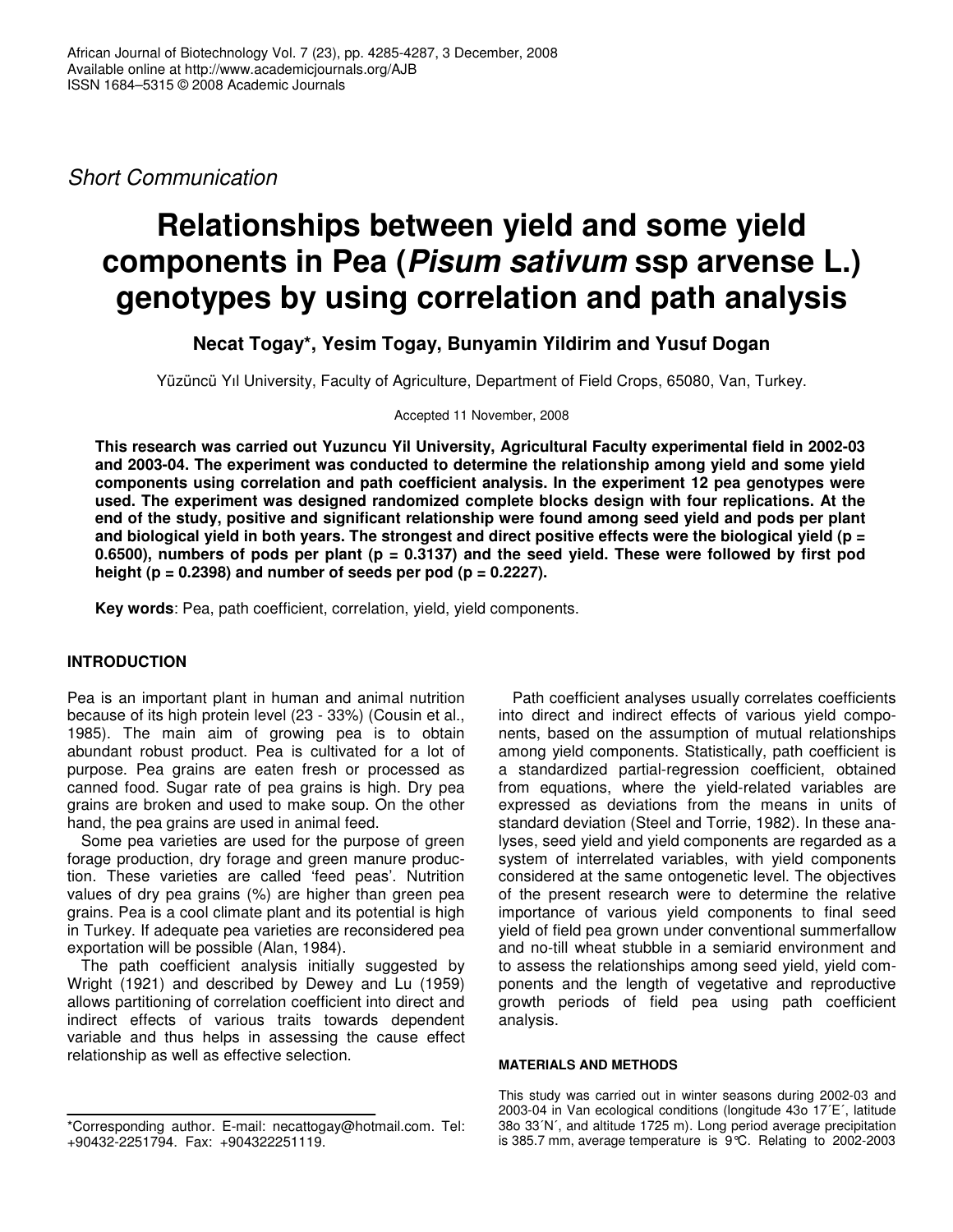*Short Communication*

# Relationships between yield and some yield components in Pea (*Pisum sativum* ssp arvense L.) genotypes by using correlation and path analysis

**Necat Togay*, Yesim Togay, Bunyamin Yildirim and Yusuf Dogan**

Yüzüncü Yıl University, Faculty of Agriculture, Department of Field Crops, 65080, Van, Turkey.

Accepted 11 November, 2008

**This research was carried out Yuzuncu Yil University, Agricultural Faculty experimental field in 2002-03 and 2003-04. The experiment was conducted to determine the relationship among yield and some yield components using correlation and path coefficient analysis. In the experiment 12 pea genotypes were used. The experiment was designed randomized complete blocks design with four replications. At the end of the study, positive and significant relationship were found among seed yield and pods per plant and biological yield in both years. The strongest and direct positive effects were the biological yield (p = 0.6500), numbers of pods per plant (p = 0.3137) and the seed yield. These were followed by first pod height (p = 0.2398) and number of seeds per pod (p = 0.2227).**

**Key words**: Pea, path coefficient, correlation, yield, yield components.

## INTRODUCTION

Pea is an important plant in human and animal nutrition because of its high protein level (23 - 33%) (Cousin et al., 1985). The main aim of growing pea is to obtain abundant robust product. Pea is cultivated for a lot of purpose. Pea grains are eaten fresh or processed as canned food. Sugar rate of pea grains is high. Dry pea grains are broken and used to make soup. On the other hand, the pea grains are used in animal feed.

Some pea varieties are used for the purpose of green forage production, dry forage and green manure production. These varieties are called 'feed peas'. Nutrition values of dry pea grains (%) are higher than green pea grains. Pea is a cool climate plant and its potential is high in Turkey. If adequate pea varieties are reconsidered pea exportation will be possible (Alan, 1984).

The path coefficient analysis initially suggested by Wright (1921) and described by Dewey and Lu (1959) allows partitioning of correlation coefficient into direct and indirect effects of various traits towards dependent variable and thus helps in assessing the cause effect relationship as well as effective selection.

Path coefficient analyses usually correlates coefficients into direct and indirect effects of various yield components, based on the assumption of mutual relationships among yield components. Statistically, path coefficient is a standardized partial-regression coefficient, obtained from equations, where the yield-related variables are expressed as deviations from the means in units of standard deviation (Steel and Torrie, 1982). In these analyses, seed yield and yield components are regarded as a system of interrelated variables, with yield components considered at the same ontogenetic level. The objectives of the present research were to determine the relative importance of various yield components to final seed yield of field pea grown under conventional summerfallow and no-till wheat stubble in a semiarid environment and to assess the relationships among seed yield, yield components and the length of vegetative and reproductive growth periods of field pea using path coefficient analysis.

### MATERIALS AND METHODS

This study was carried out in winter seasons during 2002-03 and 2003-04 in Van ecological conditions (longitude 43o 17´E´, latitude 38o 33´N´, and altitude 1725 m). Long period average precipitation is 385.7 mm, average temperature is 9°C. Relating to 2002-2003

*Corresponding author. E-mail: necattogay@hotmail.com. Tel: +90432-2251794. Fax: +904322251119.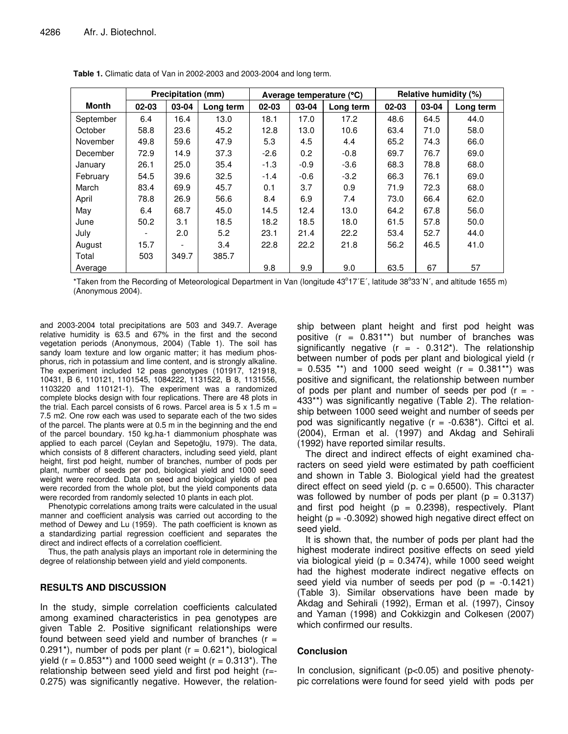**Table 1.** Climatic data of Van in 2002-2003 and 2003-2004 and long term.

| Month | Precipitation (mm) | | | Average temperature (°C) | | | Relative humidity (%) | | |
|---|---|---|---|---|---|---|---|---|---|
| | 02-03 | 03-04 | Long term | 02-03 | 03-04 | Long term | 02-03 | 03-04 | Long term |
| September | 6.4 | 16.4 | 13.0 | 18.1 | 17.0 | 17.2 | 48.6 | 64.5 | 44.0 |
| October | 58.8 | 23.6 | 45.2 | 12.8 | 13.0 | 10.6 | 63.4 | 71.0 | 58.0 |
| November | 49.8 | 59.6 | 47.9 | 5.3 | 4.5 | 4.4 | 65.2 | 74.3 | 66.0 |
| December | 72.9 | 14.9 | 37.3 | -2.6 | 0.2 | -0.8 | 69.7 | 76.7 | 69.0 |
| January | 26.1 | 25.0 | 35.4 | -1.3 | -0.9 | -3.6 | 68.3 | 78.8 | 68.0 |
| February | 54.5 | 39.6 | 32.5 | -1.4 | -0.6 | -3.2 | 66.3 | 76.1 | 69.0 |
| March | 83.4 | 69.9 | 45.7 | 0.1 | 3.7 | 0.9 | 71.9 | 72.3 | 68.0 |
| April | 78.8 | 26.9 | 56.6 | 8.4 | 6.9 | 7.4 | 73.0 | 66.4 | 62.0 |
| May | 6.4 | 68.7 | 45.0 | 14.5 | 12.4 | 13.0 | 64.2 | 67.8 | 56.0 |
| June | 50.2 | 3.1 | 18.5 | 18.2 | 18.5 | 18.0 | 61.5 | 57.8 | 50.0 |
| July | - | 2.0 | 5.2 | 23.1 | 21.4 | 22.2 | 53.4 | 52.7 | 44.0 |
| August | 15.7 | - | 3.4 | 22.8 | 22.2 | 21.8 | 56.2 | 46.5 | 41.0 |
| Total | 503 | 349.7 | 385.7 | | | | | | |
| Average | | | | 9.8 | 9.9 | 9.0 | 63.5 | 67 | 57 |

*Taken from the Recording of Meteorological Department in Van (longitude 43°17´E´, latitude 38°33´N´, and altitude 1655 m) (Anonymous 2004).

and 2003-2004 total precipitations are 503 and 349.7. Average relative humidity is 63.5 and 67% in the first and the second vegetation periods (Anonymous, 2004) (Table 1). The soil has sandy loam texture and low organic matter; it has medium phosphorus, rich in potassium and lime content, and is strongly alkaline. The experiment included 12 peas genotypes (101917, 121918, 10431, B 6, 110121, 1101545, 1084222, 1131522, B 8, 1131556, 1103220 and 110121-1). The experiment was a randomized complete blocks design with four replications. There are 48 plots in the trial. Each parcel consists of 6 rows. Parcel area is 5 x 1.5 m = 7.5 m2. One row each was used to separate each of the two sides of the parcel. The plants were at 0.5 m in the beginning and the end of the parcel boundary. 150 kg.ha-1 diammonium phosphate was applied to each parcel (Ceylan and Sepetoğlu, 1979). The data, which consists of 8 different characters, including seed yield, plant height, first pod height, number of branches, number of pods per plant, number of seeds per pod, biological yield and 1000 seed weight were recorded. Data on seed and biological yields of pea were recorded from the whole plot, but the yield components data were recorded from randomly selected 10 plants in each plot.

Phenotypic correlations among traits were calculated in the usual manner and coefficient analysis was carried out according to the method of Dewey and Lu (1959). The path coefficient is known as a standardizing partial regression coefficient and separates the direct and indirect effects of a correlation coefficient.

Thus, the path analysis plays an important role in determining the degree of relationship between yield and yield components.

## RESULTS AND DISCUSSION

In the study, simple correlation coefficients calculated among examined characteristics in pea genotypes are given Table 2. Positive significant relationships were found between seed yield and number of branches (r = 0.291*), number of pods per plant (r = 0.621*), biological yield (r = 0.853**) and 1000 seed weight (r = 0.313*). The relationship between seed yield and first pod height (r=-0.275) was significantly negative. However, the relationship between plant height and first pod height was positive (r = 0.831**) but number of branches was significantly negative (r = - 0.312*). The relationship between number of pods per plant and biological yield (r = 0.535 **) and 1000 seed weight (r = 0.381**) was positive and significant, the relationship between number of pods per plant and number of seeds per pod (r = -433**) was significantly negative (Table 2). The relationship between 1000 seed weight and number of seeds per pod was significantly negative (r = -0.638*). Ciftci et al. (2004), Erman et al. (1997) and Akdag and Sehirali (1992) have reported similar results.

The direct and indirect effects of eight examined characters on seed yield were estimated by path coefficient and shown in Table 3. Biological yield had the greatest direct effect on seed yield (p. c = 0.6500). This character was followed by number of pods per plant (p = 0.3137) and first pod height (p = 0.2398), respectively. Plant height (p = -0.3092) showed high negative direct effect on seed yield.

It is shown that, the number of pods per plant had the highest moderate indirect positive effects on seed yield via biological yieid (p = 0.3474), while 1000 seed weight had the highest moderate indirect negative effects on seed yield via number of seeds per pod (p = -0.1421) (Table 3). Similar observations have been made by Akdag and Sehirali (1992), Erman et al. (1997), Cinsoy and Yaman (1998) and Cokkizgin and Colkesen (2007) which confirmed our results.

### Conclusion

In conclusion, significant ($p<0.05$) and positive phenotypic correlations were found for seed yield with pods per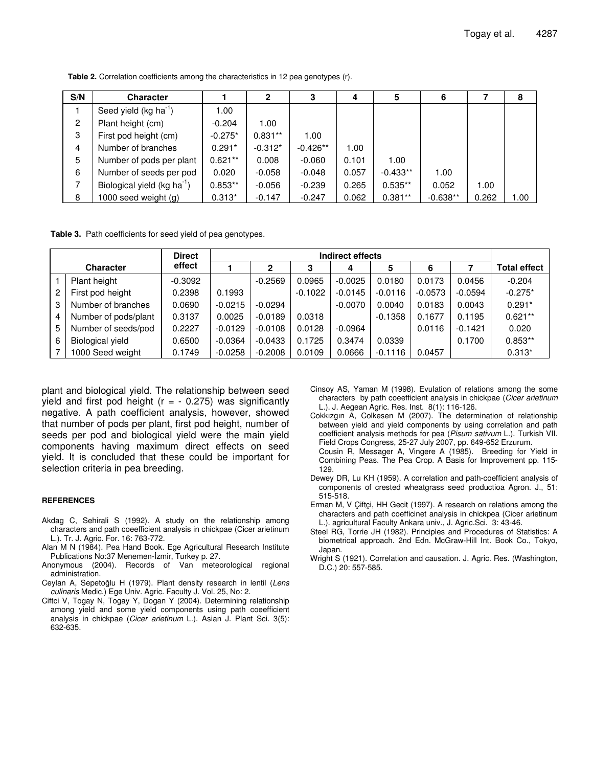**Table 2.** Correlation coefficients among the characteristics in 12 pea genotypes (r).

| S/N | Character | 1 | 2 | 3 | 4 | 5 | 6 | 7 | 8 |
|---|---|---|---|---|---|---|---|---|---|
| 1 | Seed yield (kg $ha^{-1}$) | 1.00 | | | | | | | |
| 2 | Plant height (cm) | -0.204 | 1.00 | | | | | | |
| 3 | First pod height (cm) | -0.275* | 0.831** | 1.00 | | | | | |
| 4 | Number of branches | 0.291* | -0.312* | -0.426** | 1.00 | | | | |
| 5 | Number of pods per plant | 0.621** | 0.008 | -0.060 | 0.101 | 1.00 | | | |
| 6 | Number of seeds per pod | 0.020 | -0.058 | -0.048 | 0.057 | -0.433** | 1.00 | | |
| 7 | Biological yield (kg $ha^{-1}$) | 0.853** | -0.056 | -0.239 | 0.265 | 0.535** | 0.052 | 1.00 | |
| 8 | 1000 seed weight (g) | 0.313* | -0.147 | -0.247 | 0.062 | 0.381** | -0.638** | 0.262 | 1.00 |

**Table 3.** Path coefficients for seed yield of pea genotypes.

| | Character | Direct effect | Indirect effects | | | | | | | Total effect |
|---|---|---|---|---|---|---|---|---|---|---|
| | | | 1 | 2 | 3 | 4 | 5 | 6 | 7 | |
| 1 | Plant height | -0.3092 | | -0.2569 | 0.0965 | -0.0025 | 0.0180 | 0.0173 | 0.0456 | -0.204 |
| 2 | First pod height | 0.2398 | 0.1993 | | -0.1022 | -0.0145 | -0.0116 | -0.0573 | -0.0594 | -0.275* |
| 3 | Number of branches | 0.0690 | -0.0215 | -0.0294 | | -0.0070 | 0.0040 | 0.0183 | 0.0043 | 0.291* |
| 4 | Number of pods/plant | 0.3137 | 0.0025 | -0.0189 | 0.0318 | | -0.1358 | 0.1677 | 0.1195 | 0.621** |
| 5 | Number of seeds/pod | 0.2227 | -0.0129 | -0.0108 | 0.0128 | -0.0964 | | 0.0116 | -0.1421 | 0.020 |
| 6 | Biological yield | 0.6500 | -0.0364 | -0.0433 | 0.1725 | 0.3474 | 0.0339 | | 0.1700 | 0.853** |
| 7 | 1000 Seed weight | 0.1749 | -0.0258 | -0.2008 | 0.0109 | 0.0666 | -0.1116 | 0.0457 | | 0.313* |

plant and biological yield. The relationship between seed yield and first pod height ($r = -0.275$) was significantly negative. A path coefficient analysis, however, showed that number of pods per plant, first pod height, number of seeds per pod and biological yield were the main yield components having maximum direct effects on seed yield. It is concluded that these could be important for selection criteria in pea breeding.

#### REFERENCES

- Akdag C, Sehirali S (1992). A study on the relationship among characters and path coeefficient analysis in chickpae (Cicer arietinum L.). Tr. J. Agric. For. 16: 763-772.
- Alan M N (1984). Pea Hand Book. Ege Agricultural Research Institute Publications No:37 Menemen-İzmir, Turkey p. 27.
- Anonymous (2004). Records of Van meteorological regional administration.
- Ceylan A, Sepetoğlu H (1979). Plant density research in lentil (*Lens culinaris* Medic.) Ege Univ. Agric. Faculty J. Vol. 25, No: 2.
- Ciftci V, Togay N, Togay Y, Dogan Y (2004). Determining relationship among yield and some yield components using path coeefficient analysis in chickpae (*Cicer arietinum* L.). Asian J. Plant Sci. 3(5): 632-635.
- Cinsoy AS, Yaman M (1998). Evulation of relations among the some characters by path coeefficient analysis in chickpae (*Cicer arietinum* L.). J. Aegean Agric. Res. Inst. 8(1): 116-126.
- Cokkızgın A, Colkesen M (2007). The determination of relationship between yield and yield components by using correlation and path coefficient analysis methods for pea (*Pisum sativum* L.). Turkish VII. Field Crops Congress, 25-27 July 2007, pp. 649-652 Erzurum.
- Cousin R, Messager A, Vingere A (1985). Breeding for Yield in Combining Peas. The Pea Crop. A Basis for Improvement pp. 115-129.
- Dewey DR, Lu KH (1959). A correlation and path-coefficient analysis of components of crested wheatgrass seed productioa Agron. J., 51: 515-518.
- Erman M, V Çiftçi, HH Gecit (1997). A research on relations among the characters and path coefficinet analysis in chickpea (Cicer arietinum L.). agricultural Faculty Ankara univ., J. Agric.Sci. 3: 43-46.
- Steel RG, Torrie JH (1982). Principles and Procedures of Statistics: A biometrical approach. 2nd Edn. McGraw-Hill Int. Book Co., Tokyo, Japan.
- Wright S (1921). Correlation and causation. J. Agric. Res. (Washington, D.C.) 20: 557-585.